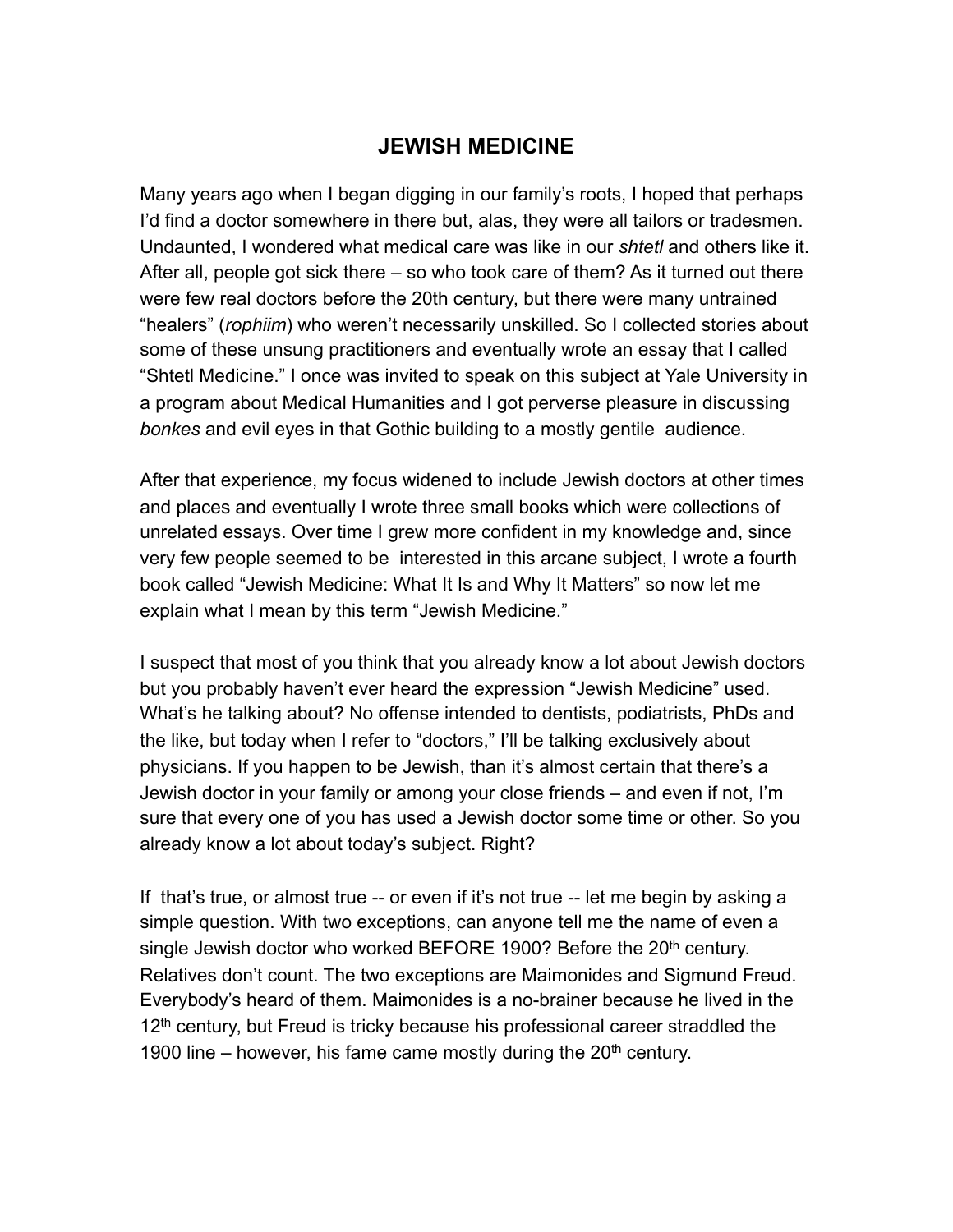# JEWISH MEDICINE

Many years ago when I began digging in our family's roots, I hoped that perhaps I'd find a doctor somewhere in there but, alas, they were all tailors or tradesmen. Undaunted, I wondered what medical care was like in our *shtetl* and others like it. After all, people got sick there – so who took care of them? As it turned out there were few real doctors before the 20th century, but there were many untrained "healers" (*rophiim*) who weren't necessarily unskilled. So I collected stories about some of these unsung practitioners and eventually wrote an essay that I called "Shtetl Medicine." I once was invited to speak on this subject at Yale University in a program about Medical Humanities and I got perverse pleasure in discussing *bonkes* and evil eyes in that Gothic building to a mostly gentile audience.

After that experience, my focus widened to include Jewish doctors at other times and places and eventually I wrote three small books which were collections of unrelated essays. Over time I grew more confident in my knowledge and, since very few people seemed to be interested in this arcane subject, I wrote a fourth book called "Jewish Medicine: What It Is and Why It Matters" so now let me explain what I mean by this term "Jewish Medicine."

I suspect that most of you think that you already know a lot about Jewish doctors but you probably haven't ever heard the expression "Jewish Medicine" used. What's he talking about? No offense intended to dentists, podiatrists, PhDs and the like, but today when I refer to "doctors," I'll be talking exclusively about physicians. If you happen to be Jewish, than it's almost certain that there's a Jewish doctor in your family or among your close friends – and even if not, I'm sure that every one of you has used a Jewish doctor some time or other. So you already know a lot about today's subject. Right?

If that's true, or almost true -- or even if it's not true -- let me begin by asking a simple question. With two exceptions, can anyone tell me the name of even a single Jewish doctor who worked BEFORE 1900? Before the 20th century. Relatives don't count. The two exceptions are Maimonides and Sigmund Freud. Everybody's heard of them. Maimonides is a no-brainer because he lived in the 12th century, but Freud is tricky because his professional career straddled the 1900 line – however, his fame came mostly during the 20th century.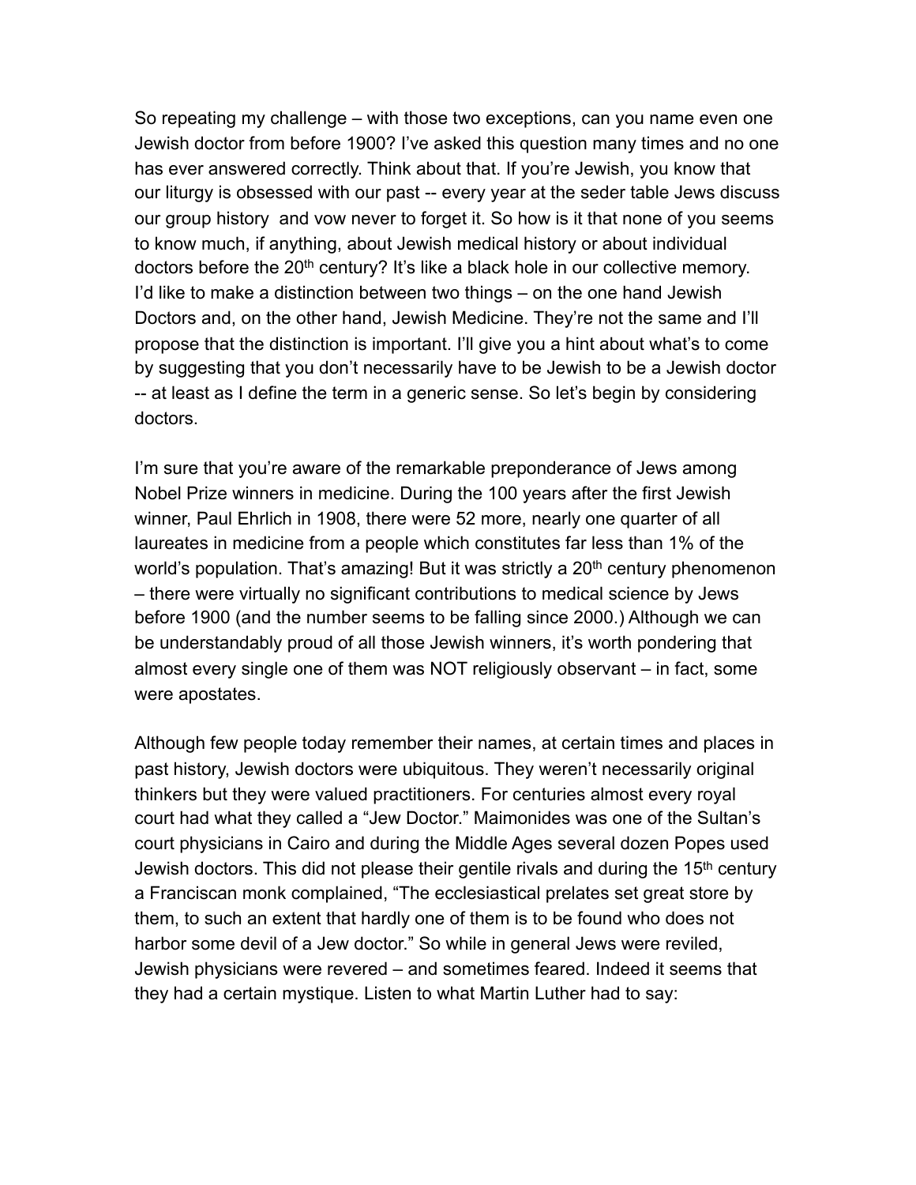So repeating my challenge – with those two exceptions, can you name even one Jewish doctor from before 1900? I've asked this question many times and no one has ever answered correctly. Think about that. If you're Jewish, you know that our liturgy is obsessed with our past -- every year at the seder table Jews discuss our group history and vow never to forget it. So how is it that none of you seems to know much, if anything, about Jewish medical history or about individual doctors before the 20th century? It's like a black hole in our collective memory. I'd like to make a distinction between two things – on the one hand Jewish Doctors and, on the other hand, Jewish Medicine. They're not the same and I'll propose that the distinction is important. I'll give you a hint about what's to come by suggesting that you don't necessarily have to be Jewish to be a Jewish doctor -- at least as I define the term in a generic sense. So let's begin by considering doctors.

I'm sure that you're aware of the remarkable preponderance of Jews among Nobel Prize winners in medicine. During the 100 years after the first Jewish winner, Paul Ehrlich in 1908, there were 52 more, nearly one quarter of all laureates in medicine from a people which constitutes far less than 1% of the world's population. That's amazing! But it was strictly a 20th century phenomenon – there were virtually no significant contributions to medical science by Jews before 1900 (and the number seems to be falling since 2000.) Although we can be understandably proud of all those Jewish winners, it's worth pondering that almost every single one of them was NOT religiously observant – in fact, some were apostates.

Although few people today remember their names, at certain times and places in past history, Jewish doctors were ubiquitous. They weren't necessarily original thinkers but they were valued practitioners. For centuries almost every royal court had what they called a "Jew Doctor." Maimonides was one of the Sultan's court physicians in Cairo and during the Middle Ages several dozen Popes used Jewish doctors. This did not please their gentile rivals and during the 15th century a Franciscan monk complained, "The ecclesiastical prelates set great store by them, to such an extent that hardly one of them is to be found who does not harbor some devil of a Jew doctor." So while in general Jews were reviled, Jewish physicians were revered – and sometimes feared. Indeed it seems that they had a certain mystique. Listen to what Martin Luther had to say: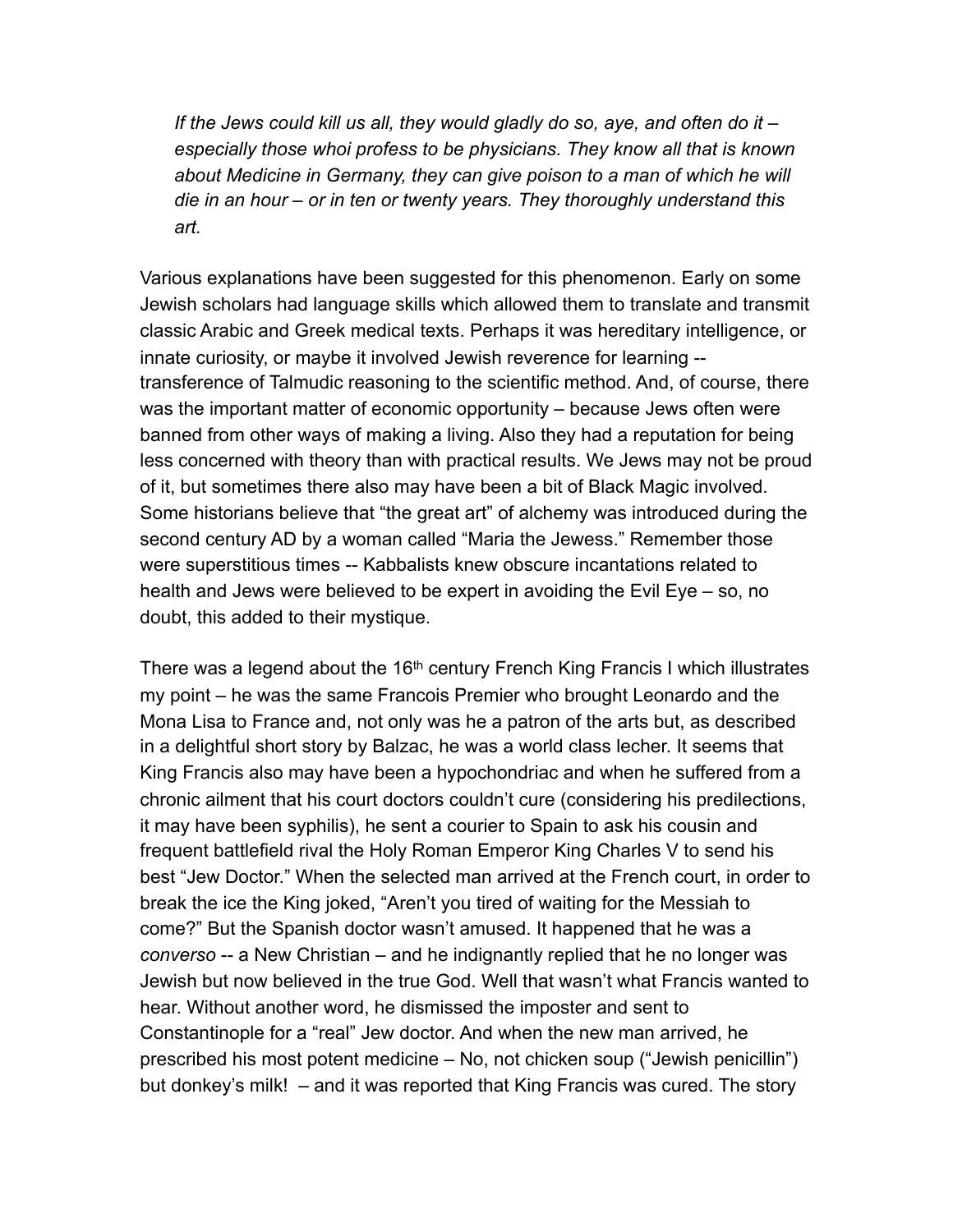*If the Jews could kill us all, they would gladly do so, aye, and often do it – especially those whoi profess to be physicians. They know all that is known about Medicine in Germany, they can give poison to a man of which he will die in an hour – or in ten or twenty years. They thoroughly understand this art.*

Various explanations have been suggested for this phenomenon. Early on some Jewish scholars had language skills which allowed them to translate and transmit classic Arabic and Greek medical texts. Perhaps it was hereditary intelligence, or innate curiosity, or maybe it involved Jewish reverence for learning -- transference of Talmudic reasoning to the scientific method. And, of course, there was the important matter of economic opportunity – because Jews often were banned from other ways of making a living. Also they had a reputation for being less concerned with theory than with practical results. We Jews may not be proud of it, but sometimes there also may have been a bit of Black Magic involved. Some historians believe that "the great art" of alchemy was introduced during the second century AD by a woman called "Maria the Jewess." Remember those were superstitious times -- Kabbalists knew obscure incantations related to health and Jews were believed to be expert in avoiding the Evil Eye – so, no doubt, this added to their mystique.

There was a legend about the 16th century French King Francis I which illustrates my point – he was the same Francois Premier who brought Leonardo and the Mona Lisa to France and, not only was he a patron of the arts but, as described in a delightful short story by Balzac, he was a world class lecher. It seems that King Francis also may have been a hypochondriac and when he suffered from a chronic ailment that his court doctors couldn't cure (considering his predilections, it may have been syphilis), he sent a courier to Spain to ask his cousin and frequent battlefield rival the Holy Roman Emperor King Charles V to send his best "Jew Doctor." When the selected man arrived at the French court, in order to break the ice the King joked, "Aren't you tired of waiting for the Messiah to come?" But the Spanish doctor wasn't amused. It happened that he was a *converso* -- a New Christian – and he indignantly replied that he no longer was Jewish but now believed in the true God. Well that wasn't what Francis wanted to hear. Without another word, he dismissed the imposter and sent to Constantinople for a "real" Jew doctor. And when the new man arrived, he prescribed his most potent medicine – No, not chicken soup ("Jewish penicillin") but donkey's milk! – and it was reported that King Francis was cured. The story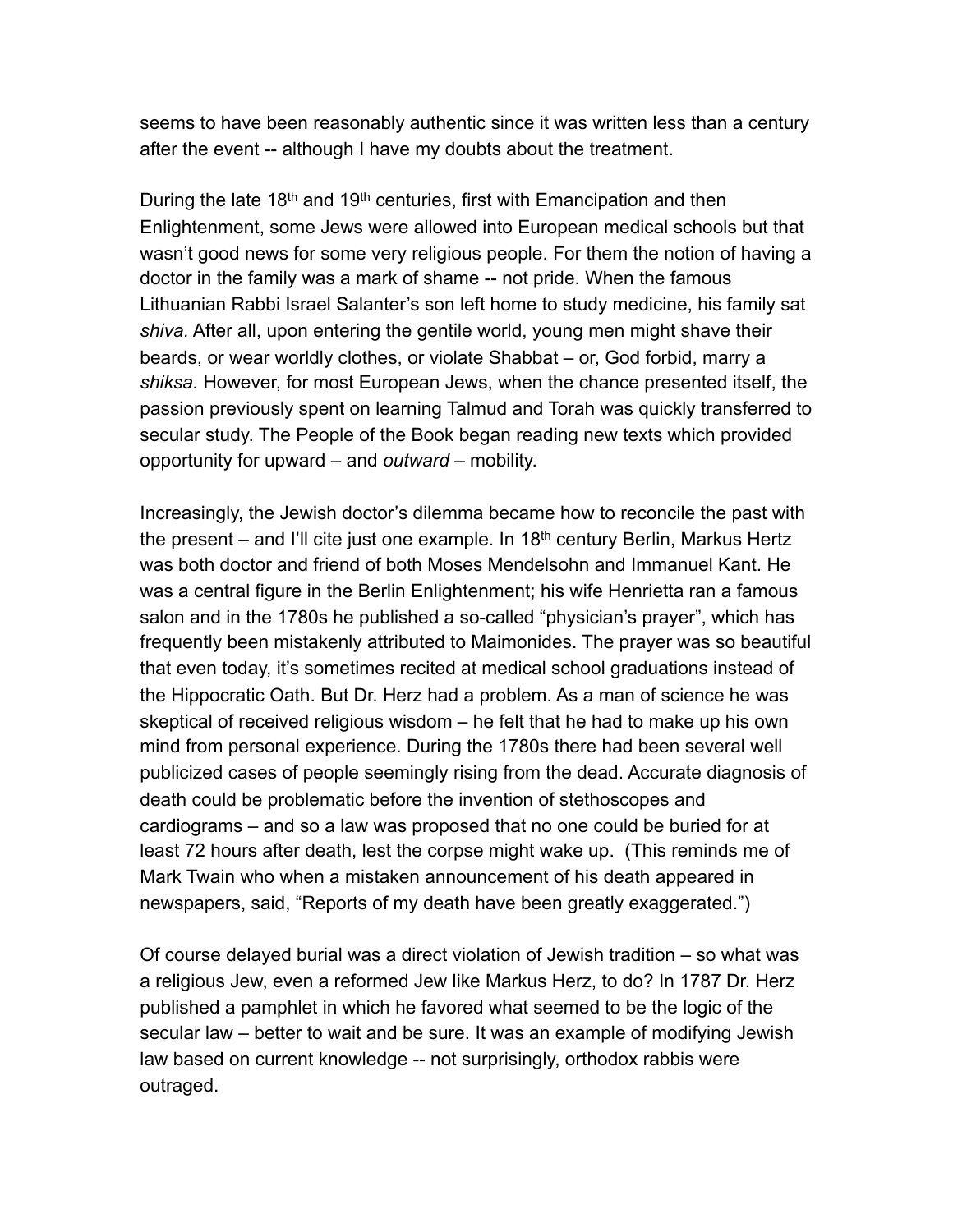seems to have been reasonably authentic since it was written less than a century after the event -- although I have my doubts about the treatment.

During the late 18th and 19th centuries, first with Emancipation and then Enlightenment, some Jews were allowed into European medical schools but that wasn't good news for some very religious people. For them the notion of having a doctor in the family was a mark of shame -- not pride. When the famous Lithuanian Rabbi Israel Salanter's son left home to study medicine, his family sat *shiva.* After all, upon entering the gentile world, young men might shave their beards, or wear worldly clothes, or violate Shabbat – or, God forbid, marry a *shiksa.* However, for most European Jews, when the chance presented itself, the passion previously spent on learning Talmud and Torah was quickly transferred to secular study. The People of the Book began reading new texts which provided opportunity for upward – and *outward* – mobility.

Increasingly, the Jewish doctor's dilemma became how to reconcile the past with the present – and I'll cite just one example. In 18th century Berlin, Markus Hertz was both doctor and friend of both Moses Mendelsohn and Immanuel Kant. He was a central figure in the Berlin Enlightenment; his wife Henrietta ran a famous salon and in the 1780s he published a so-called "physician's prayer", which has frequently been mistakenly attributed to Maimonides. The prayer was so beautiful that even today, it's sometimes recited at medical school graduations instead of the Hippocratic Oath. But Dr. Herz had a problem. As a man of science he was skeptical of received religious wisdom – he felt that he had to make up his own mind from personal experience. During the 1780s there had been several well publicized cases of people seemingly rising from the dead. Accurate diagnosis of death could be problematic before the invention of stethoscopes and cardiograms – and so a law was proposed that no one could be buried for at least 72 hours after death, lest the corpse might wake up. (This reminds me of Mark Twain who when a mistaken announcement of his death appeared in newspapers, said, "Reports of my death have been greatly exaggerated.")

Of course delayed burial was a direct violation of Jewish tradition – so what was a religious Jew, even a reformed Jew like Markus Herz, to do? In 1787 Dr. Herz published a pamphlet in which he favored what seemed to be the logic of the secular law – better to wait and be sure. It was an example of modifying Jewish law based on current knowledge -- not surprisingly, orthodox rabbis were outraged.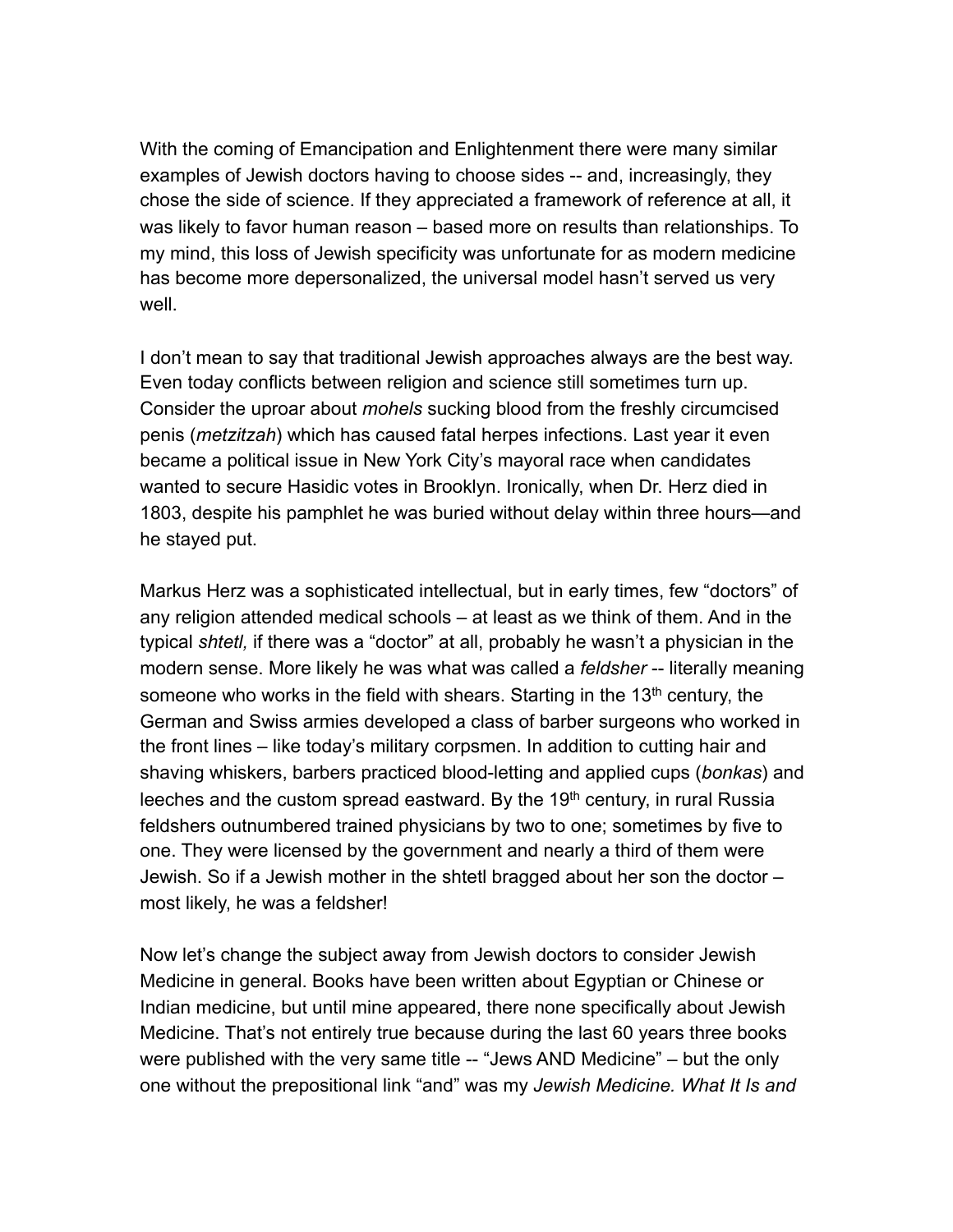With the coming of Emancipation and Enlightenment there were many similar examples of Jewish doctors having to choose sides -- and, increasingly, they chose the side of science. If they appreciated a framework of reference at all, it was likely to favor human reason – based more on results than relationships. To my mind, this loss of Jewish specificity was unfortunate for as modern medicine has become more depersonalized, the universal model hasn't served us very well.

I don't mean to say that traditional Jewish approaches always are the best way. Even today conflicts between religion and science still sometimes turn up. Consider the uproar about *mohels* sucking blood from the freshly circumcised penis (*metzitzah*) which has caused fatal herpes infections. Last year it even became a political issue in New York City's mayoral race when candidates wanted to secure Hasidic votes in Brooklyn. Ironically, when Dr. Herz died in 1803, despite his pamphlet he was buried without delay within three hours—and he stayed put.

Markus Herz was a sophisticated intellectual, but in early times, few "doctors" of any religion attended medical schools – at least as we think of them. And in the typical *shtetl,* if there was a "doctor" at all, probably he wasn't a physician in the modern sense. More likely he was what was called a *feldsher* -- literally meaning someone who works in the field with shears. Starting in the 13th century, the German and Swiss armies developed a class of barber surgeons who worked in the front lines – like today's military corpsmen. In addition to cutting hair and shaving whiskers, barbers practiced blood-letting and applied cups (*bonkas*) and leeches and the custom spread eastward. By the 19th century, in rural Russia feldshers outnumbered trained physicians by two to one; sometimes by five to one. They were licensed by the government and nearly a third of them were Jewish. So if a Jewish mother in the shtetl bragged about her son the doctor – most likely, he was a feldsher!

Now let's change the subject away from Jewish doctors to consider Jewish Medicine in general. Books have been written about Egyptian or Chinese or Indian medicine, but until mine appeared, there none specifically about Jewish Medicine. That's not entirely true because during the last 60 years three books were published with the very same title -- "Jews AND Medicine" – but the only one without the prepositional link "and" was my *Jewish Medicine. What It Is and*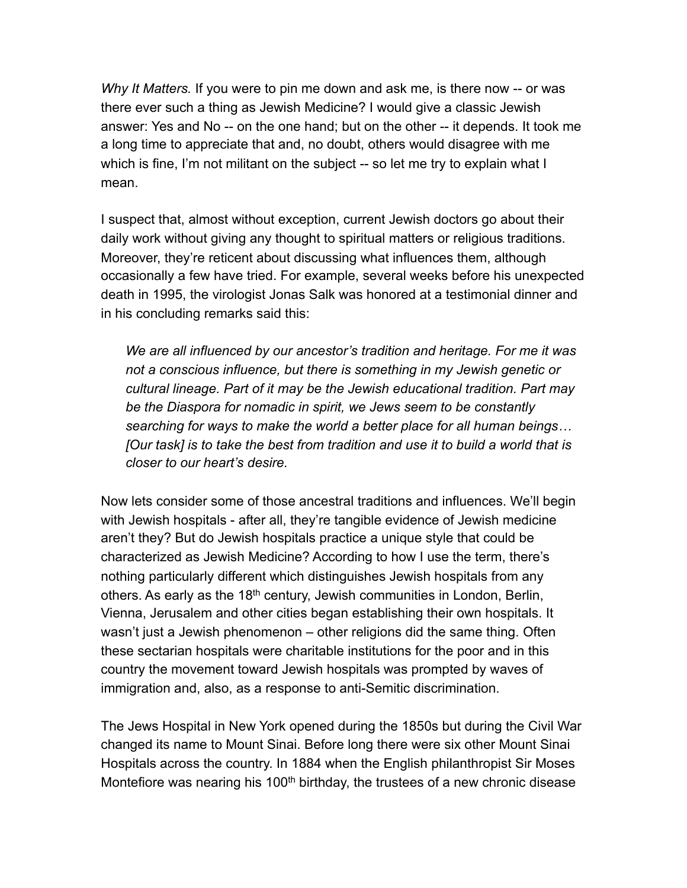*Why It Matters.* If you were to pin me down and ask me, is there now -- or was there ever such a thing as Jewish Medicine? I would give a classic Jewish answer: Yes and No -- on the one hand; but on the other -- it depends. It took me a long time to appreciate that and, no doubt, others would disagree with me which is fine, I'm not militant on the subject -- so let me try to explain what I mean.

I suspect that, almost without exception, current Jewish doctors go about their daily work without giving any thought to spiritual matters or religious traditions. Moreover, they're reticent about discussing what influences them, although occasionally a few have tried. For example, several weeks before his unexpected death in 1995, the virologist Jonas Salk was honored at a testimonial dinner and in his concluding remarks said this:

> *We are all influenced by our ancestor's tradition and heritage. For me it was not a conscious influence, but there is something in my Jewish genetic or cultural lineage. Part of it may be the Jewish educational tradition. Part may be the Diaspora for nomadic in spirit, we Jews seem to be constantly searching for ways to make the world a better place for all human beings… [Our task] is to take the best from tradition and use it to build a world that is closer to our heart's desire.*

Now lets consider some of those ancestral traditions and influences. We'll begin with Jewish hospitals - after all, they're tangible evidence of Jewish medicine aren't they? But do Jewish hospitals practice a unique style that could be characterized as Jewish Medicine? According to how I use the term, there's nothing particularly different which distinguishes Jewish hospitals from any others. As early as the 18th century, Jewish communities in London, Berlin, Vienna, Jerusalem and other cities began establishing their own hospitals. It wasn't just a Jewish phenomenon – other religions did the same thing. Often these sectarian hospitals were charitable institutions for the poor and in this country the movement toward Jewish hospitals was prompted by waves of immigration and, also, as a response to anti-Semitic discrimination.

The Jews Hospital in New York opened during the 1850s but during the Civil War changed its name to Mount Sinai. Before long there were six other Mount Sinai Hospitals across the country. In 1884 when the English philanthropist Sir Moses Montefiore was nearing his 100th birthday, the trustees of a new chronic disease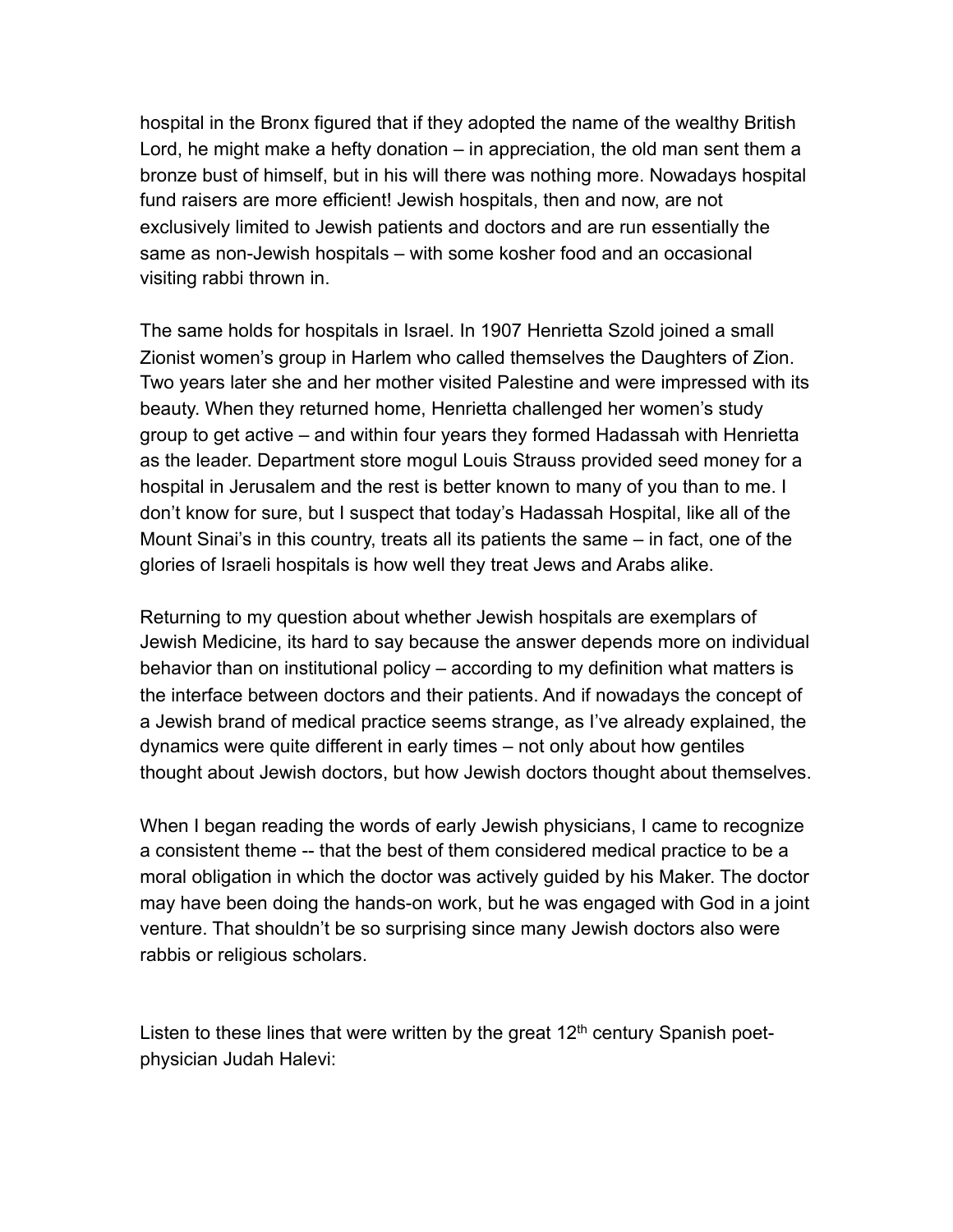hospital in the Bronx figured that if they adopted the name of the wealthy British Lord, he might make a hefty donation – in appreciation, the old man sent them a bronze bust of himself, but in his will there was nothing more. Nowadays hospital fund raisers are more efficient! Jewish hospitals, then and now, are not exclusively limited to Jewish patients and doctors and are run essentially the same as non-Jewish hospitals – with some kosher food and an occasional visiting rabbi thrown in.

The same holds for hospitals in Israel. In 1907 Henrietta Szold joined a small Zionist women's group in Harlem who called themselves the Daughters of Zion. Two years later she and her mother visited Palestine and were impressed with its beauty. When they returned home, Henrietta challenged her women's study group to get active – and within four years they formed Hadassah with Henrietta as the leader. Department store mogul Louis Strauss provided seed money for a hospital in Jerusalem and the rest is better known to many of you than to me. I don't know for sure, but I suspect that today's Hadassah Hospital, like all of the Mount Sinai's in this country, treats all its patients the same – in fact, one of the glories of Israeli hospitals is how well they treat Jews and Arabs alike.

Returning to my question about whether Jewish hospitals are exemplars of Jewish Medicine, its hard to say because the answer depends more on individual behavior than on institutional policy – according to my definition what matters is the interface between doctors and their patients. And if nowadays the concept of a Jewish brand of medical practice seems strange, as I've already explained, the dynamics were quite different in early times – not only about how gentiles thought about Jewish doctors, but how Jewish doctors thought about themselves.

When I began reading the words of early Jewish physicians, I came to recognize a consistent theme -- that the best of them considered medical practice to be a moral obligation in which the doctor was actively guided by his Maker. The doctor may have been doing the hands-on work, but he was engaged with God in a joint venture. That shouldn't be so surprising since many Jewish doctors also were rabbis or religious scholars.

Listen to these lines that were written by the great 12th century Spanish poet-physician Judah Halevi: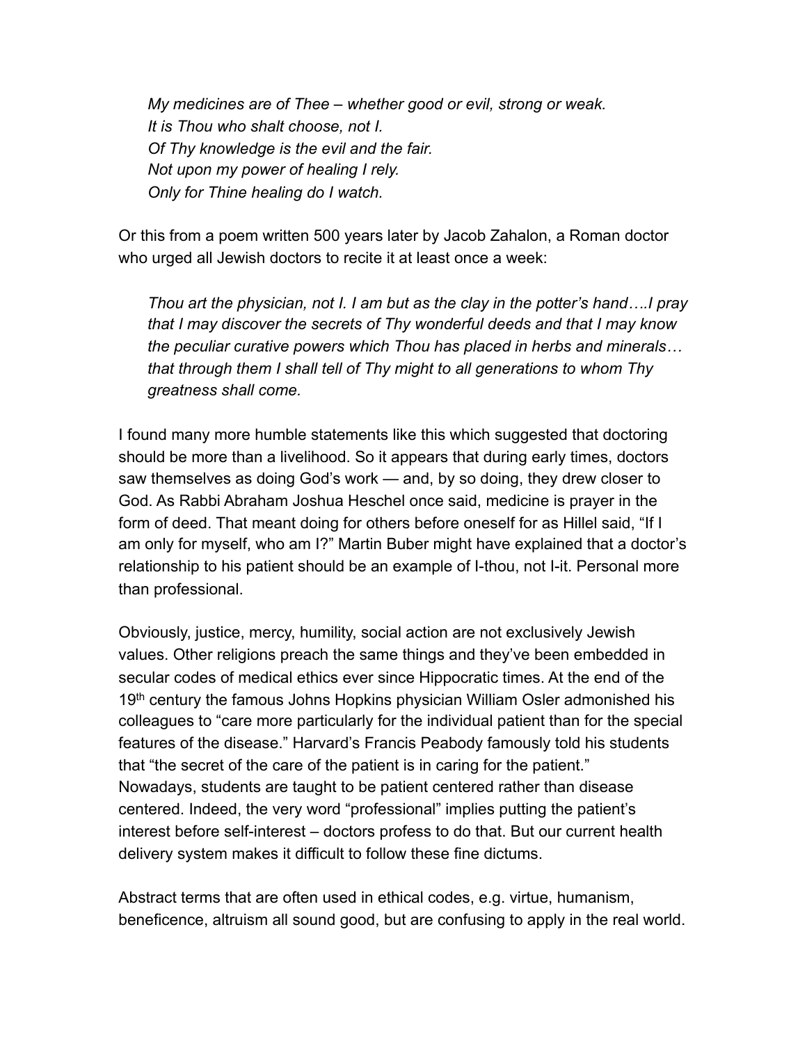*My medicines are of Thee – whether good or evil, strong or weak.*
*It is Thou who shalt choose, not I.*
*Of Thy knowledge is the evil and the fair.*
*Not upon my power of healing I rely.*
*Only for Thine healing do I watch.*

Or this from a poem written 500 years later by Jacob Zahalon, a Roman doctor who urged all Jewish doctors to recite it at least once a week:

> *Thou art the physician, not I. I am but as the clay in the potter's hand….I pray that I may discover the secrets of Thy wonderful deeds and that I may know the peculiar curative powers which Thou has placed in herbs and minerals… that through them I shall tell of Thy might to all generations to whom Thy greatness shall come.*

I found many more humble statements like this which suggested that doctoring should be more than a livelihood. So it appears that during early times, doctors saw themselves as doing God's work — and, by so doing, they drew closer to God. As Rabbi Abraham Joshua Heschel once said, medicine is prayer in the form of deed. That meant doing for others before oneself for as Hillel said, "If I am only for myself, who am I?" Martin Buber might have explained that a doctor's relationship to his patient should be an example of I-thou, not I-it. Personal more than professional.

Obviously, justice, mercy, humility, social action are not exclusively Jewish values. Other religions preach the same things and they've been embedded in secular codes of medical ethics ever since Hippocratic times. At the end of the 19th century the famous Johns Hopkins physician William Osler admonished his colleagues to "care more particularly for the individual patient than for the special features of the disease." Harvard's Francis Peabody famously told his students that "the secret of the care of the patient is in caring for the patient." Nowadays, students are taught to be patient centered rather than disease centered. Indeed, the very word "professional" implies putting the patient's interest before self-interest – doctors profess to do that. But our current health delivery system makes it difficult to follow these fine dictums.

Abstract terms that are often used in ethical codes, e.g. virtue, humanism, beneficence, altruism all sound good, but are confusing to apply in the real world.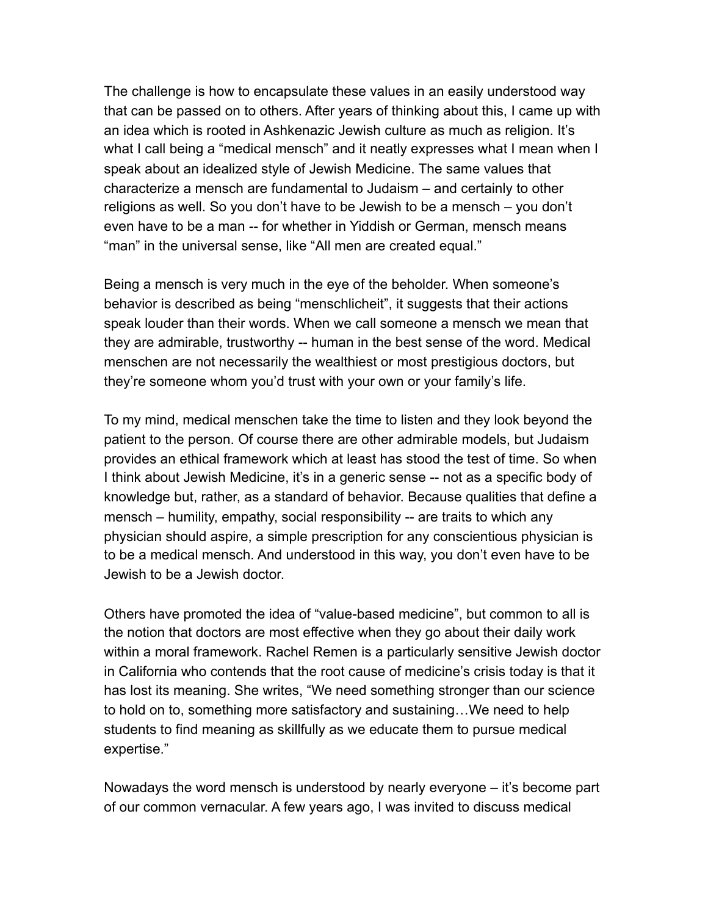The challenge is how to encapsulate these values in an easily understood way that can be passed on to others. After years of thinking about this, I came up with an idea which is rooted in Ashkenazic Jewish culture as much as religion. It's what I call being a "medical mensch" and it neatly expresses what I mean when I speak about an idealized style of Jewish Medicine. The same values that characterize a mensch are fundamental to Judaism – and certainly to other religions as well. So you don't have to be Jewish to be a mensch – you don't even have to be a man -- for whether in Yiddish or German, mensch means "man" in the universal sense, like "All men are created equal."

Being a mensch is very much in the eye of the beholder. When someone's behavior is described as being "menschlicheit", it suggests that their actions speak louder than their words. When we call someone a mensch we mean that they are admirable, trustworthy -- human in the best sense of the word. Medical menschen are not necessarily the wealthiest or most prestigious doctors, but they're someone whom you'd trust with your own or your family's life.

To my mind, medical menschen take the time to listen and they look beyond the patient to the person. Of course there are other admirable models, but Judaism provides an ethical framework which at least has stood the test of time. So when I think about Jewish Medicine, it's in a generic sense -- not as a specific body of knowledge but, rather, as a standard of behavior. Because qualities that define a mensch – humility, empathy, social responsibility -- are traits to which any physician should aspire, a simple prescription for any conscientious physician is to be a medical mensch. And understood in this way, you don't even have to be Jewish to be a Jewish doctor.

Others have promoted the idea of "value-based medicine", but common to all is the notion that doctors are most effective when they go about their daily work within a moral framework. Rachel Remen is a particularly sensitive Jewish doctor in California who contends that the root cause of medicine's crisis today is that it has lost its meaning. She writes, "We need something stronger than our science to hold on to, something more satisfactory and sustaining…We need to help students to find meaning as skillfully as we educate them to pursue medical expertise."

Nowadays the word mensch is understood by nearly everyone – it's become part of our common vernacular. A few years ago, I was invited to discuss medical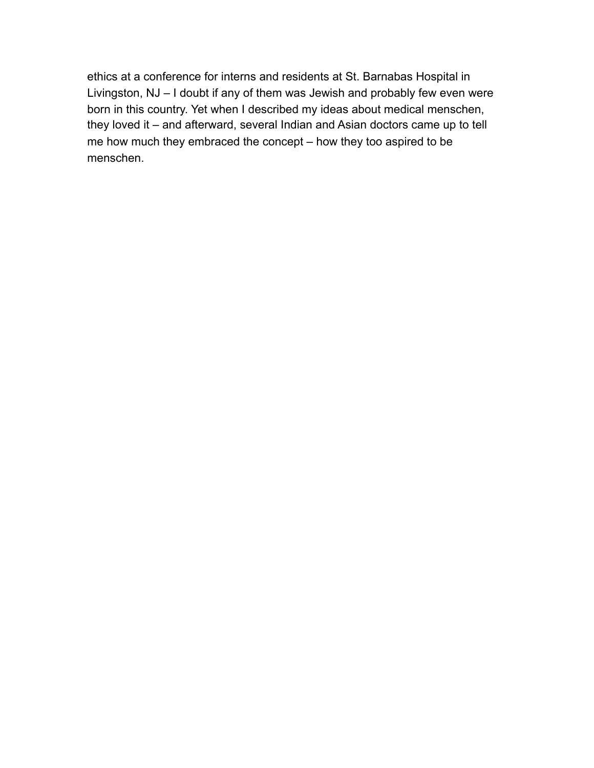ethics at a conference for interns and residents at St. Barnabas Hospital in Livingston, NJ – I doubt if any of them was Jewish and probably few even were born in this country. Yet when I described my ideas about medical menschen, they loved it – and afterward, several Indian and Asian doctors came up to tell me how much they embraced the concept – how they too aspired to be menschen.